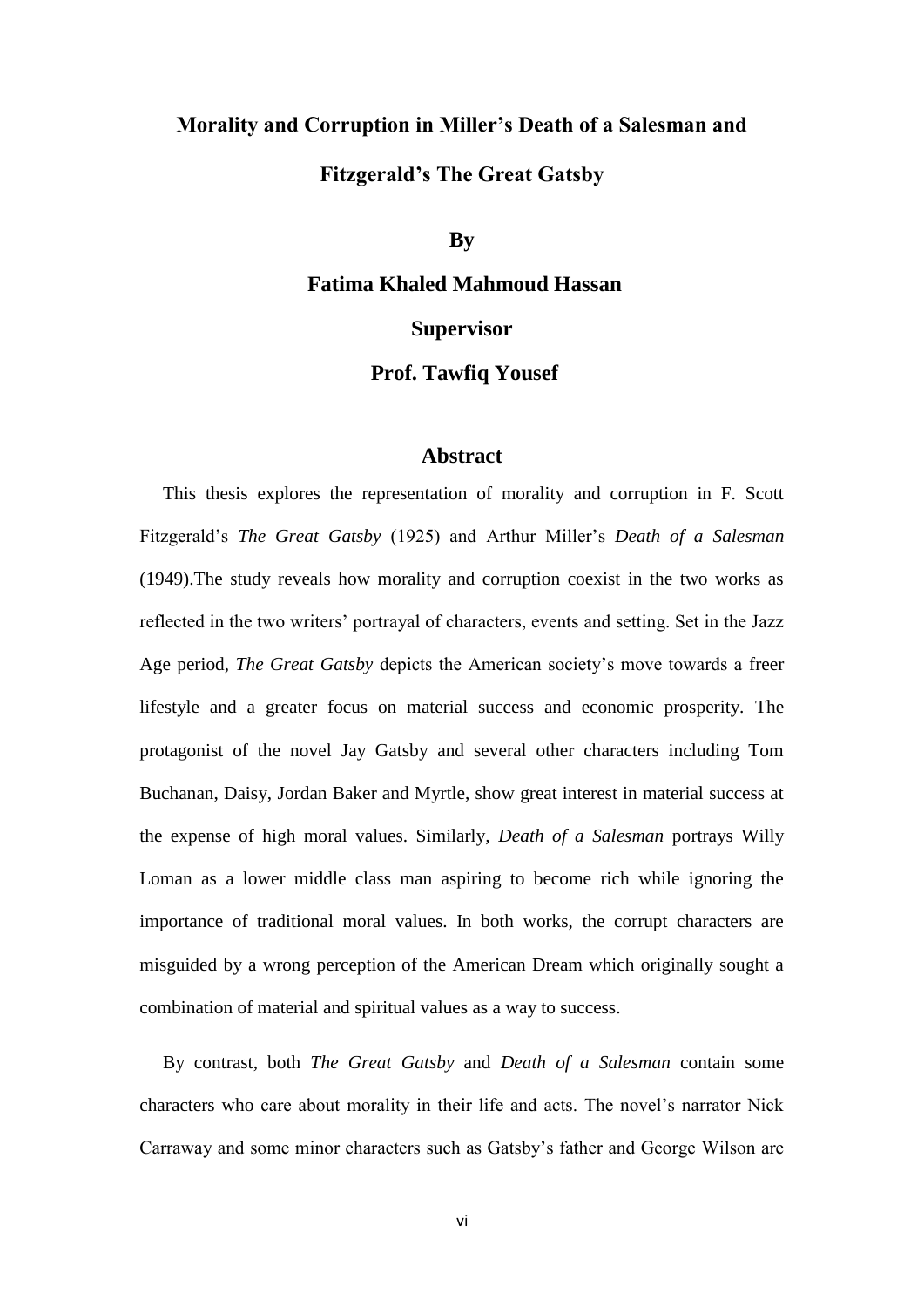# Morality and Corruption in Miller's Death of a Salesman and Fitzgerald's The Great Gatsby

**By**

**Fatima Khaled Mahmoud Hassan**

**Supervisor**

**Prof. Tawfiq Yousef**

## Abstract

This thesis explores the representation of morality and corruption in F. Scott Fitzgerald's *The Great Gatsby* (1925) and Arthur Miller's *Death of a Salesman* (1949).The study reveals how morality and corruption coexist in the two works as reflected in the two writers' portrayal of characters, events and setting. Set in the Jazz Age period, *The Great Gatsby* depicts the American society's move towards a freer lifestyle and a greater focus on material success and economic prosperity. The protagonist of the novel Jay Gatsby and several other characters including Tom Buchanan, Daisy, Jordan Baker and Myrtle, show great interest in material success at the expense of high moral values. Similarly, *Death of a Salesman* portrays Willy Loman as a lower middle class man aspiring to become rich while ignoring the importance of traditional moral values. In both works, the corrupt characters are misguided by a wrong perception of the American Dream which originally sought a combination of material and spiritual values as a way to success.

By contrast, both *The Great Gatsby* and *Death of a Salesman* contain some characters who care about morality in their life and acts. The novel's narrator Nick Carraway and some minor characters such as Gatsby's father and George Wilson are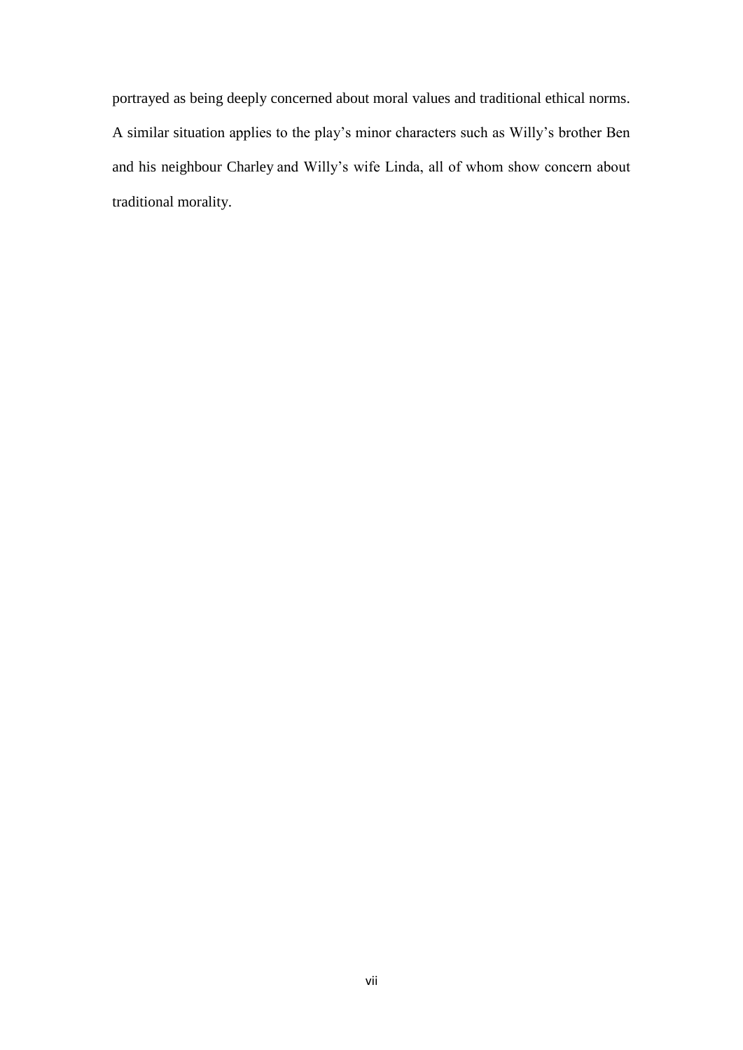portrayed as being deeply concerned about moral values and traditional ethical norms. A similar situation applies to the play's minor characters such as Willy's brother Ben and his neighbour Charley and Willy's wife Linda, all of whom show concern about traditional morality.